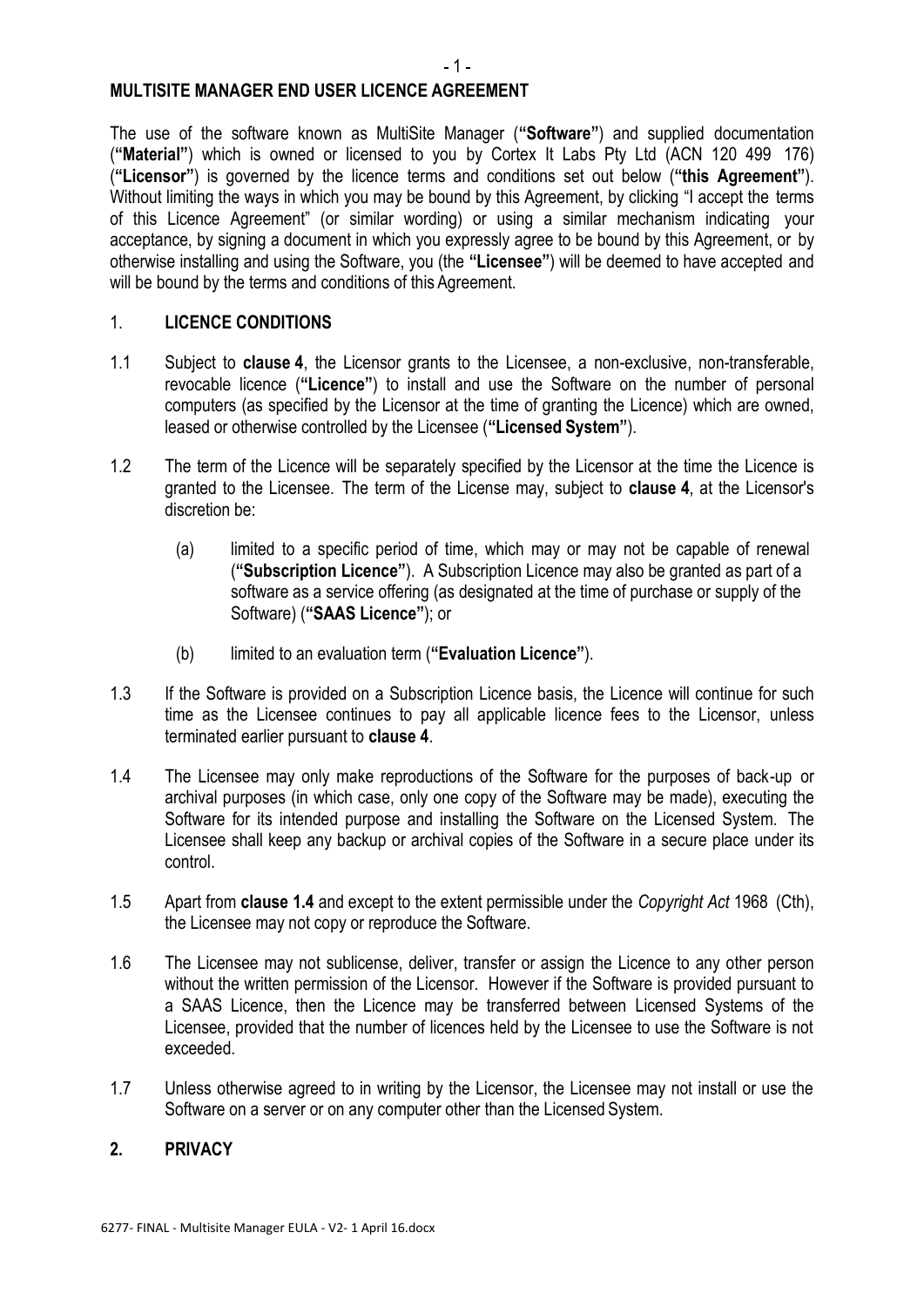# MULTISITE MANAGER END USER LICENCE AGREEMENT

The use of the software known as MultiSite Manager (**"Software"**) and supplied documentation (**"Material"**) which is owned or licensed to you by Cortex It Labs Pty Ltd (ACN 120 499 176) (**"Licensor"**) is governed by the licence terms and conditions set out below (**"this Agreement"**). Without limiting the ways in which you may be bound by this Agreement, by clicking "I accept the terms of this Licence Agreement" (or similar wording) or using a similar mechanism indicating your acceptance, by signing a document in which you expressly agree to be bound by this Agreement, or by otherwise installing and using the Software, you (the **"Licensee"**) will be deemed to have accepted and will be bound by the terms and conditions of this Agreement.

## 1. LICENCE CONDITIONS

1.1 Subject to **clause 4**, the Licensor grants to the Licensee, a non-exclusive, non-transferable, revocable licence (**"Licence"**) to install and use the Software on the number of personal computers (as specified by the Licensor at the time of granting the Licence) which are owned, leased or otherwise controlled by the Licensee (**"Licensed System"**).

1.2 The term of the Licence will be separately specified by the Licensor at the time the Licence is granted to the Licensee. The term of the License may, subject to **clause 4**, at the Licensor's discretion be:

(a) limited to a specific period of time, which may or may not be capable of renewal (**"Subscription Licence"**). A Subscription Licence may also be granted as part of a software as a service offering (as designated at the time of purchase or supply of the Software) (**"SAAS Licence"**); or

(b) limited to an evaluation term (**"Evaluation Licence"**).

1.3 If the Software is provided on a Subscription Licence basis, the Licence will continue for such time as the Licensee continues to pay all applicable licence fees to the Licensor, unless terminated earlier pursuant to **clause 4**.

1.4 The Licensee may only make reproductions of the Software for the purposes of back-up or archival purposes (in which case, only one copy of the Software may be made), executing the Software for its intended purpose and installing the Software on the Licensed System. The Licensee shall keep any backup or archival copies of the Software in a secure place under its control.

1.5 Apart from **clause 1.4** and except to the extent permissible under the *Copyright Act* 1968 (Cth), the Licensee may not copy or reproduce the Software.

1.6 The Licensee may not sublicense, deliver, transfer or assign the Licence to any other person without the written permission of the Licensor. However if the Software is provided pursuant to a SAAS Licence, then the Licence may be transferred between Licensed Systems of the Licensee, provided that the number of licences held by the Licensee to use the Software is not exceeded.

1.7 Unless otherwise agreed to in writing by the Licensor, the Licensee may not install or use the Software on a server or on any computer other than the Licensed System.

## 2. PRIVACY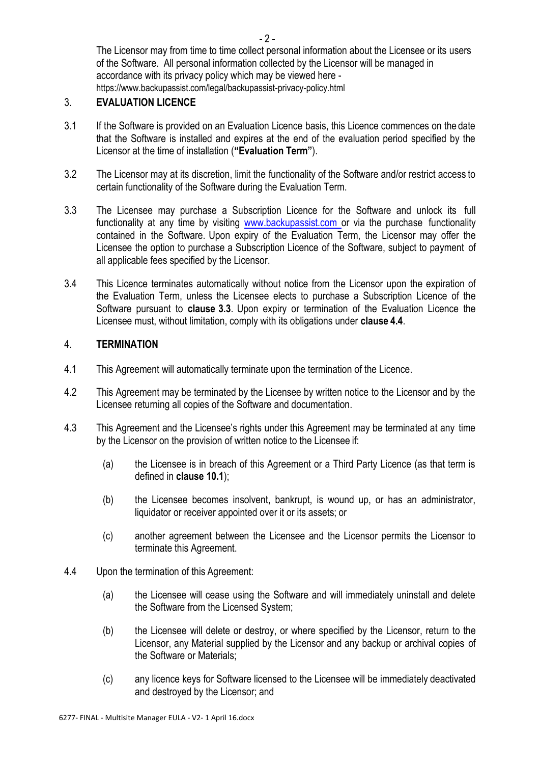The Licensor may from time to time collect personal information about the Licensee or its users of the Software. All personal information collected by the Licensor will be managed in accordance with its privacy policy which may be viewed here - https://www.backupassist.com/legal/backupassist-privacy-policy.html

## 3. EVALUATION LICENCE

3.1 If the Software is provided on an Evaluation Licence basis, this Licence commences on the date that the Software is installed and expires at the end of the evaluation period specified by the Licensor at the time of installation (**"Evaluation Term"**).

3.2 The Licensor may at its discretion, limit the functionality of the Software and/or restrict access to certain functionality of the Software during the Evaluation Term.

3.3 The Licensee may purchase a Subscription Licence for the Software and unlock its full functionality at any time by visiting www.backupassist.com or via the purchase functionality contained in the Software. Upon expiry of the Evaluation Term, the Licensor may offer the Licensee the option to purchase a Subscription Licence of the Software, subject to payment of all applicable fees specified by the Licensor.

3.4 This Licence terminates automatically without notice from the Licensor upon the expiration of the Evaluation Term, unless the Licensee elects to purchase a Subscription Licence of the Software pursuant to **clause 3.3**. Upon expiry or termination of the Evaluation Licence the Licensee must, without limitation, comply with its obligations under **clause 4.4**.

## 4. TERMINATION

4.1 This Agreement will automatically terminate upon the termination of the Licence.

4.2 This Agreement may be terminated by the Licensee by written notice to the Licensor and by the Licensee returning all copies of the Software and documentation.

4.3 This Agreement and the Licensee's rights under this Agreement may be terminated at any time by the Licensor on the provision of written notice to the Licensee if:

(a) the Licensee is in breach of this Agreement or a Third Party Licence (as that term is defined in **clause 10.1**);

(b) the Licensee becomes insolvent, bankrupt, is wound up, or has an administrator, liquidator or receiver appointed over it or its assets; or

(c) another agreement between the Licensee and the Licensor permits the Licensor to terminate this Agreement.

4.4 Upon the termination of this Agreement:

(a) the Licensee will cease using the Software and will immediately uninstall and delete the Software from the Licensed System;

(b) the Licensee will delete or destroy, or where specified by the Licensor, return to the Licensor, any Material supplied by the Licensor and any backup or archival copies of the Software or Materials;

(c) any licence keys for Software licensed to the Licensee will be immediately deactivated and destroyed by the Licensor; and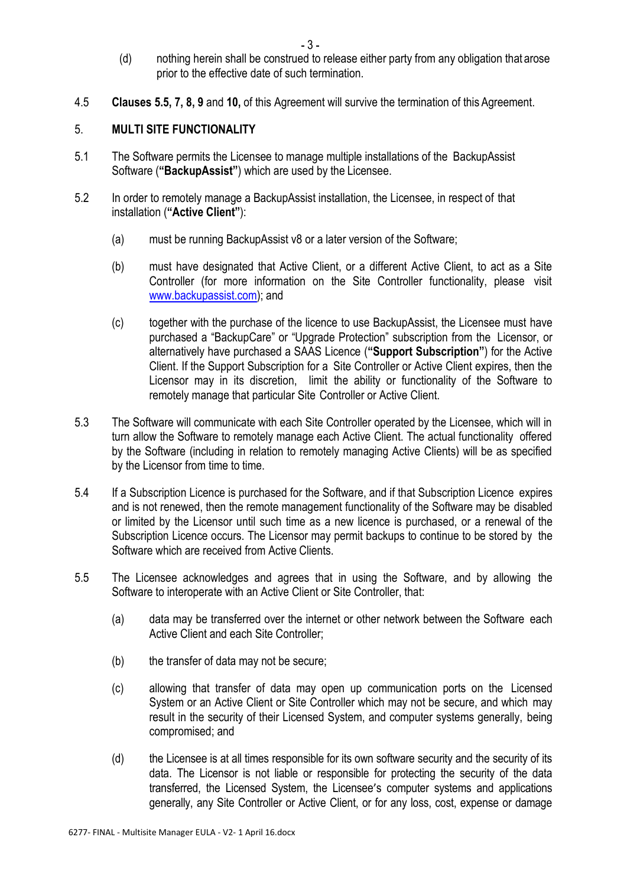(d) nothing herein shall be construed to release either party from any obligation that arose prior to the effective date of such termination.

4.5 **Clauses 5.5, 7, 8, 9** and **10,** of this Agreement will survive the termination of this Agreement.

## 5. MULTI SITE FUNCTIONALITY

5.1 The Software permits the Licensee to manage multiple installations of the BackupAssist Software (**"BackupAssist"**) which are used by the Licensee.

5.2 In order to remotely manage a BackupAssist installation, the Licensee, in respect of that installation (**"Active Client"**):

(a) must be running BackupAssist v8 or a later version of the Software;

(b) must have designated that Active Client, or a different Active Client, to act as a Site Controller (for more information on the Site Controller functionality, please visit [www.backupassist.com](http://www.backupassist.com)); and

(c) together with the purchase of the licence to use BackupAssist, the Licensee must have purchased a "BackupCare" or "Upgrade Protection" subscription from the Licensor, or alternatively have purchased a SAAS Licence (**"Support Subscription"**) for the Active Client. If the Support Subscription for a Site Controller or Active Client expires, then the Licensor may in its discretion, limit the ability or functionality of the Software to remotely manage that particular Site Controller or Active Client.

5.3 The Software will communicate with each Site Controller operated by the Licensee, which will in turn allow the Software to remotely manage each Active Client. The actual functionality offered by the Software (including in relation to remotely managing Active Clients) will be as specified by the Licensor from time to time.

5.4 If a Subscription Licence is purchased for the Software, and if that Subscription Licence expires and is not renewed, then the remote management functionality of the Software may be disabled or limited by the Licensor until such time as a new licence is purchased, or a renewal of the Subscription Licence occurs. The Licensor may permit backups to continue to be stored by the Software which are received from Active Clients.

5.5 The Licensee acknowledges and agrees that in using the Software, and by allowing the Software to interoperate with an Active Client or Site Controller, that:

(a) data may be transferred over the internet or other network between the Software each Active Client and each Site Controller;

(b) the transfer of data may not be secure;

(c) allowing that transfer of data may open up communication ports on the Licensed System or an Active Client or Site Controller which may not be secure, and which may result in the security of their Licensed System, and computer systems generally, being compromised; and

(d) the Licensee is at all times responsible for its own software security and the security of its data. The Licensor is not liable or responsible for protecting the security of the data transferred, the Licensed System, the Licensee's computer systems and applications generally, any Site Controller or Active Client, or for any loss, cost, expense or damage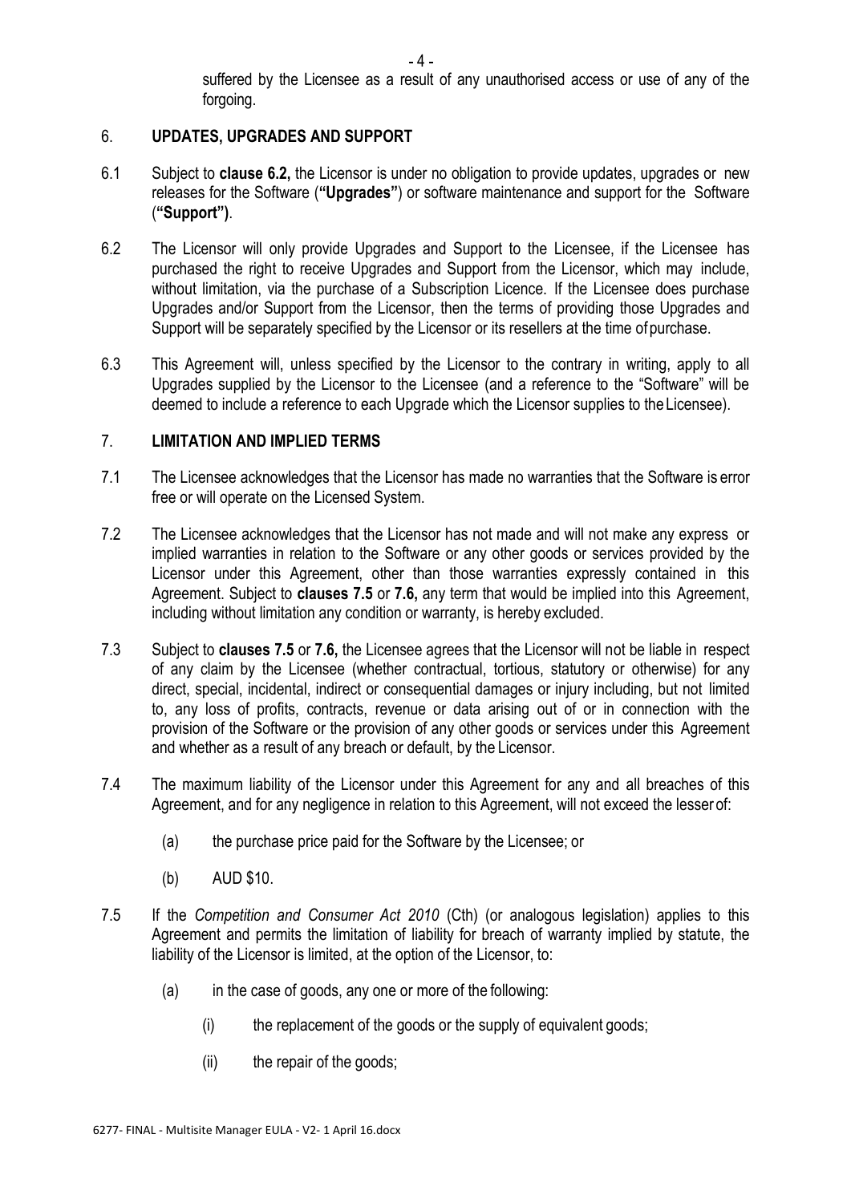suffered by the Licensee as a result of any unauthorised access or use of any of the forgoing.

## 6. UPDATES, UPGRADES AND SUPPORT

6.1 Subject to **clause 6.2,** the Licensor is under no obligation to provide updates, upgrades or new releases for the Software (**"Upgrades"**) or software maintenance and support for the Software (**"Support")**.

6.2 The Licensor will only provide Upgrades and Support to the Licensee, if the Licensee has purchased the right to receive Upgrades and Support from the Licensor, which may include, without limitation, via the purchase of a Subscription Licence. If the Licensee does purchase Upgrades and/or Support from the Licensor, then the terms of providing those Upgrades and Support will be separately specified by the Licensor or its resellers at the time of purchase.

6.3 This Agreement will, unless specified by the Licensor to the contrary in writing, apply to all Upgrades supplied by the Licensor to the Licensee (and a reference to the "Software" will be deemed to include a reference to each Upgrade which the Licensor supplies to the Licensee).

## 7. LIMITATION AND IMPLIED TERMS

7.1 The Licensee acknowledges that the Licensor has made no warranties that the Software is error free or will operate on the Licensed System.

7.2 The Licensee acknowledges that the Licensor has not made and will not make any express or implied warranties in relation to the Software or any other goods or services provided by the Licensor under this Agreement, other than those warranties expressly contained in this Agreement. Subject to **clauses 7.5** or **7.6,** any term that would be implied into this Agreement, including without limitation any condition or warranty, is hereby excluded.

7.3 Subject to **clauses 7.5** or **7.6,** the Licensee agrees that the Licensor will not be liable in respect of any claim by the Licensee (whether contractual, tortious, statutory or otherwise) for any direct, special, incidental, indirect or consequential damages or injury including, but not limited to, any loss of profits, contracts, revenue or data arising out of or in connection with the provision of the Software or the provision of any other goods or services under this Agreement and whether as a result of any breach or default, by the Licensor.

7.4 The maximum liability of the Licensor under this Agreement for any and all breaches of this Agreement, and for any negligence in relation to this Agreement, will not exceed the lesser of:

(a) the purchase price paid for the Software by the Licensee; or

(b) AUD $10.

7.5 If the *Competition and Consumer Act 2010* (Cth) (or analogous legislation) applies to this Agreement and permits the limitation of liability for breach of warranty implied by statute, the liability of the Licensor is limited, at the option of the Licensor, to:

(a) in the case of goods, any one or more of the following:

(i) the replacement of the goods or the supply of equivalent goods;

(ii) the repair of the goods;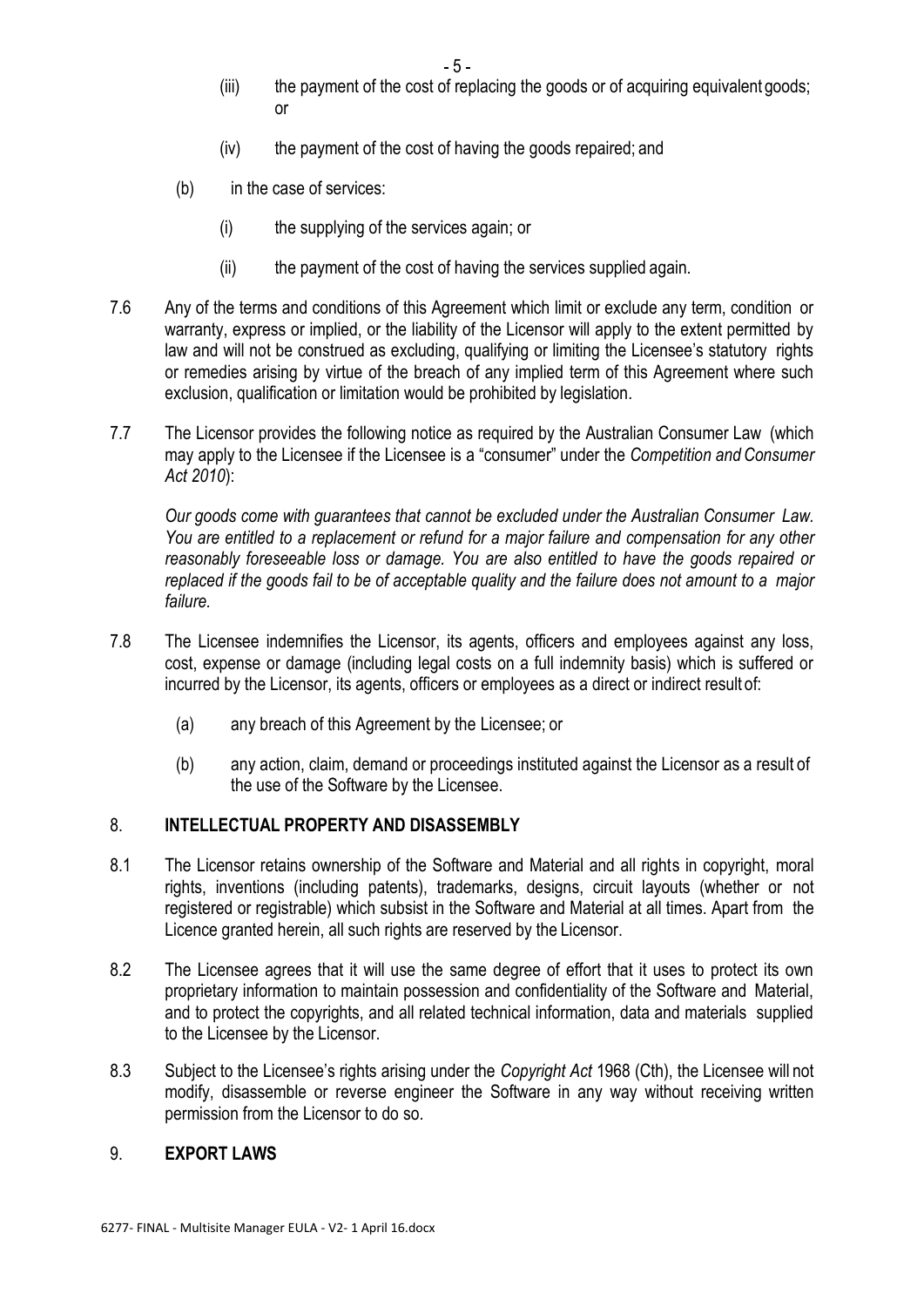(iii) the payment of the cost of replacing the goods or of acquiring equivalent goods; or

(iv) the payment of the cost of having the goods repaired; and

(b) in the case of services:

(i) the supplying of the services again; or

(ii) the payment of the cost of having the services supplied again.

7.6 Any of the terms and conditions of this Agreement which limit or exclude any term, condition or warranty, express or implied, or the liability of the Licensor will apply to the extent permitted by law and will not be construed as excluding, qualifying or limiting the Licensee's statutory rights or remedies arising by virtue of the breach of any implied term of this Agreement where such exclusion, qualification or limitation would be prohibited by legislation.

7.7 The Licensor provides the following notice as required by the Australian Consumer Law (which may apply to the Licensee if the Licensee is a "consumer" under the *Competition and Consumer Act 2010*):

*Our goods come with guarantees that cannot be excluded under the Australian Consumer Law. You are entitled to a replacement or refund for a major failure and compensation for any other reasonably foreseeable loss or damage. You are also entitled to have the goods repaired or replaced if the goods fail to be of acceptable quality and the failure does not amount to a major failure.*

7.8 The Licensee indemnifies the Licensor, its agents, officers and employees against any loss, cost, expense or damage (including legal costs on a full indemnity basis) which is suffered or incurred by the Licensor, its agents, officers or employees as a direct or indirect result of:

(a) any breach of this Agreement by the Licensee; or

(b) any action, claim, demand or proceedings instituted against the Licensor as a result of the use of the Software by the Licensee.

## 8. INTELLECTUAL PROPERTY AND DISASSEMBLY

8.1 The Licensor retains ownership of the Software and Material and all rights in copyright, moral rights, inventions (including patents), trademarks, designs, circuit layouts (whether or not registered or registrable) which subsist in the Software and Material at all times. Apart from the Licence granted herein, all such rights are reserved by the Licensor.

8.2 The Licensee agrees that it will use the same degree of effort that it uses to protect its own proprietary information to maintain possession and confidentiality of the Software and Material, and to protect the copyrights, and all related technical information, data and materials supplied to the Licensee by the Licensor.

8.3 Subject to the Licensee's rights arising under the *Copyright Act* 1968 (Cth), the Licensee will not modify, disassemble or reverse engineer the Software in any way without receiving written permission from the Licensor to do so.

## 9. EXPORT LAWS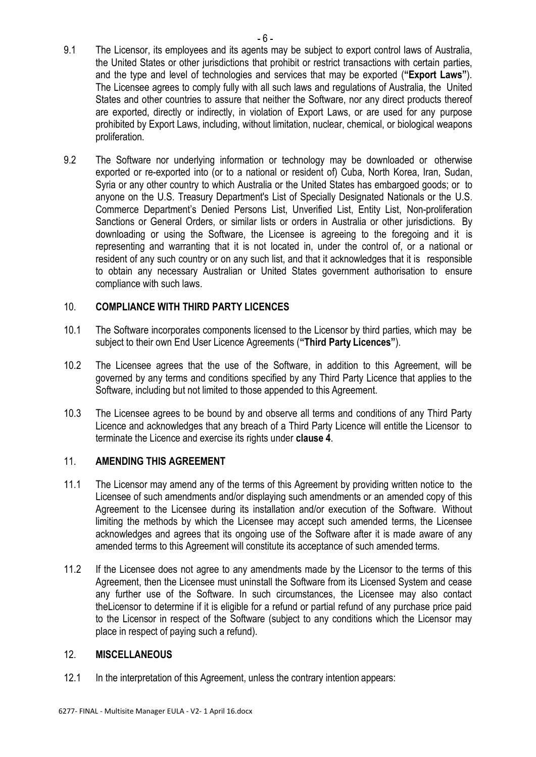9.1 The Licensor, its employees and its agents may be subject to export control laws of Australia, the United States or other jurisdictions that prohibit or restrict transactions with certain parties, and the type and level of technologies and services that may be exported (**"Export Laws"**). The Licensee agrees to comply fully with all such laws and regulations of Australia, the United States and other countries to assure that neither the Software, nor any direct products thereof are exported, directly or indirectly, in violation of Export Laws, or are used for any purpose prohibited by Export Laws, including, without limitation, nuclear, chemical, or biological weapons proliferation.

9.2 The Software nor underlying information or technology may be downloaded or otherwise exported or re-exported into (or to a national or resident of) Cuba, North Korea, Iran, Sudan, Syria or any other country to which Australia or the United States has embargoed goods; or to anyone on the U.S. Treasury Department's List of Specially Designated Nationals or the U.S. Commerce Department's Denied Persons List, Unverified List, Entity List, Non-proliferation Sanctions or General Orders, or similar lists or orders in Australia or other jurisdictions. By downloading or using the Software, the Licensee is agreeing to the foregoing and it is representing and warranting that it is not located in, under the control of, or a national or resident of any such country or on any such list, and that it acknowledges that it is responsible to obtain any necessary Australian or United States government authorisation to ensure compliance with such laws.

## 10. COMPLIANCE WITH THIRD PARTY LICENCES

10.1 The Software incorporates components licensed to the Licensor by third parties, which may be subject to their own End User Licence Agreements (**"Third Party Licences"**).

10.2 The Licensee agrees that the use of the Software, in addition to this Agreement, will be governed by any terms and conditions specified by any Third Party Licence that applies to the Software, including but not limited to those appended to this Agreement.

10.3 The Licensee agrees to be bound by and observe all terms and conditions of any Third Party Licence and acknowledges that any breach of a Third Party Licence will entitle the Licensor to terminate the Licence and exercise its rights under **clause 4**.

## 11. AMENDING THIS AGREEMENT

11.1 The Licensor may amend any of the terms of this Agreement by providing written notice to the Licensee of such amendments and/or displaying such amendments or an amended copy of this Agreement to the Licensee during its installation and/or execution of the Software. Without limiting the methods by which the Licensee may accept such amended terms, the Licensee acknowledges and agrees that its ongoing use of the Software after it is made aware of any amended terms to this Agreement will constitute its acceptance of such amended terms.

11.2 If the Licensee does not agree to any amendments made by the Licensor to the terms of this Agreement, then the Licensee must uninstall the Software from its Licensed System and cease any further use of the Software. In such circumstances, the Licensee may also contact theLicensor to determine if it is eligible for a refund or partial refund of any purchase price paid to the Licensor in respect of the Software (subject to any conditions which the Licensor may place in respect of paying such a refund).

## 12. MISCELLANEOUS

12.1 In the interpretation of this Agreement, unless the contrary intention appears: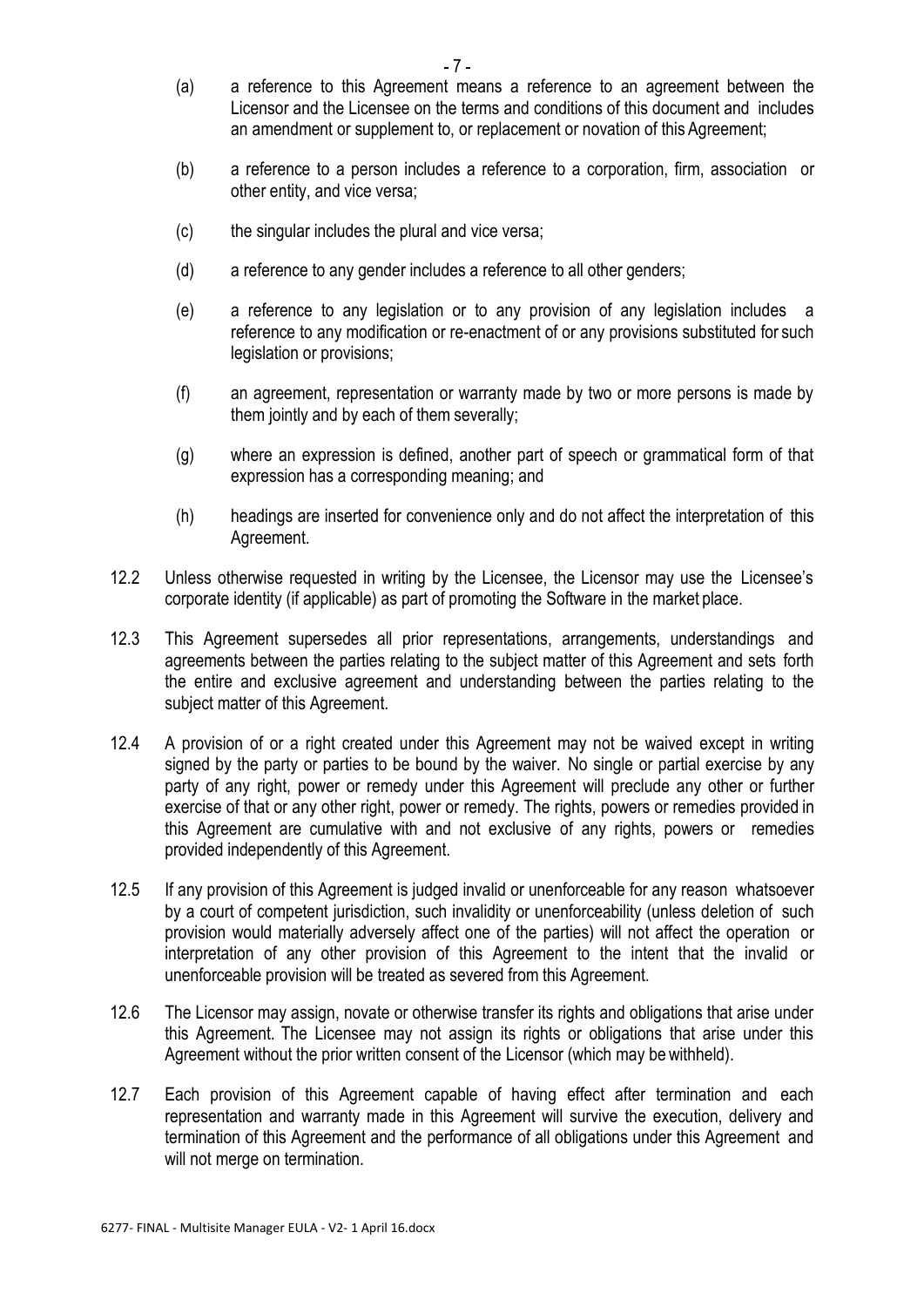(a) a reference to this Agreement means a reference to an agreement between the Licensor and the Licensee on the terms and conditions of this document and includes an amendment or supplement to, or replacement or novation of this Agreement;

(b) a reference to a person includes a reference to a corporation, firm, association or other entity, and vice versa;

(c) the singular includes the plural and vice versa;

(d) a reference to any gender includes a reference to all other genders;

(e) a reference to any legislation or to any provision of any legislation includes a reference to any modification or re-enactment of or any provisions substituted for such legislation or provisions;

(f) an agreement, representation or warranty made by two or more persons is made by them jointly and by each of them severally;

(g) where an expression is defined, another part of speech or grammatical form of that expression has a corresponding meaning; and

(h) headings are inserted for convenience only and do not affect the interpretation of this Agreement.

12.2 Unless otherwise requested in writing by the Licensee, the Licensor may use the Licensee's corporate identity (if applicable) as part of promoting the Software in the market place.

12.3 This Agreement supersedes all prior representations, arrangements, understandings and agreements between the parties relating to the subject matter of this Agreement and sets forth the entire and exclusive agreement and understanding between the parties relating to the subject matter of this Agreement.

12.4 A provision of or a right created under this Agreement may not be waived except in writing signed by the party or parties to be bound by the waiver. No single or partial exercise by any party of any right, power or remedy under this Agreement will preclude any other or further exercise of that or any other right, power or remedy. The rights, powers or remedies provided in this Agreement are cumulative with and not exclusive of any rights, powers or remedies provided independently of this Agreement.

12.5 If any provision of this Agreement is judged invalid or unenforceable for any reason whatsoever by a court of competent jurisdiction, such invalidity or unenforceability (unless deletion of such provision would materially adversely affect one of the parties) will not affect the operation or interpretation of any other provision of this Agreement to the intent that the invalid or unenforceable provision will be treated as severed from this Agreement.

12.6 The Licensor may assign, novate or otherwise transfer its rights and obligations that arise under this Agreement. The Licensee may not assign its rights or obligations that arise under this Agreement without the prior written consent of the Licensor (which may be withheld).

12.7 Each provision of this Agreement capable of having effect after termination and each representation and warranty made in this Agreement will survive the execution, delivery and termination of this Agreement and the performance of all obligations under this Agreement and will not merge on termination.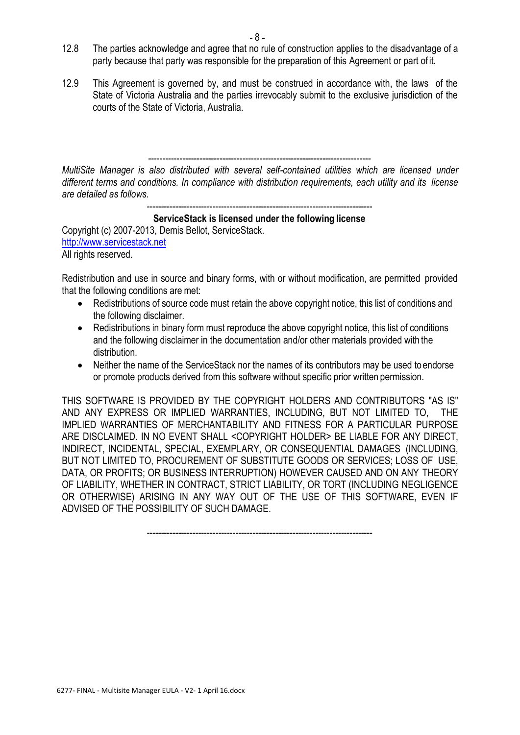12.8 The parties acknowledge and agree that no rule of construction applies to the disadvantage of a party because that party was responsible for the preparation of this Agreement or part of it.

12.9 This Agreement is governed by, and must be construed in accordance with, the laws of the State of Victoria Australia and the parties irrevocably submit to the exclusive jurisdiction of the courts of the State of Victoria, Australia.

---

*MultiSite Manager is also distributed with several self-contained utilities which are licensed under different terms and conditions. In compliance with distribution requirements, each utility and its license are detailed as follows.*

---

**ServiceStack is licensed under the following license**

Copyright (c) 2007-2013, Demis Bellot, ServiceStack.
[http://www.servicestack.net](http://www.servicestack.net)
All rights reserved.

Redistribution and use in source and binary forms, with or without modification, are permitted provided that the following conditions are met:

- Redistributions of source code must retain the above copyright notice, this list of conditions and the following disclaimer.
- Redistributions in binary form must reproduce the above copyright notice, this list of conditions and the following disclaimer in the documentation and/or other materials provided with the distribution.
- Neither the name of the ServiceStack nor the names of its contributors may be used to endorse or promote products derived from this software without specific prior written permission.

THIS SOFTWARE IS PROVIDED BY THE COPYRIGHT HOLDERS AND CONTRIBUTORS "AS IS" AND ANY EXPRESS OR IMPLIED WARRANTIES, INCLUDING, BUT NOT LIMITED TO, THE IMPLIED WARRANTIES OF MERCHANTABILITY AND FITNESS FOR A PARTICULAR PURPOSE ARE DISCLAIMED. IN NO EVENT SHALL <COPYRIGHT HOLDER> BE LIABLE FOR ANY DIRECT, INDIRECT, INCIDENTAL, SPECIAL, EXEMPLARY, OR CONSEQUENTIAL DAMAGES (INCLUDING, BUT NOT LIMITED TO, PROCUREMENT OF SUBSTITUTE GOODS OR SERVICES; LOSS OF USE, DATA, OR PROFITS; OR BUSINESS INTERRUPTION) HOWEVER CAUSED AND ON ANY THEORY OF LIABILITY, WHETHER IN CONTRACT, STRICT LIABILITY, OR TORT (INCLUDING NEGLIGENCE OR OTHERWISE) ARISING IN ANY WAY OUT OF THE USE OF THIS SOFTWARE, EVEN IF ADVISED OF THE POSSIBILITY OF SUCH DAMAGE.

---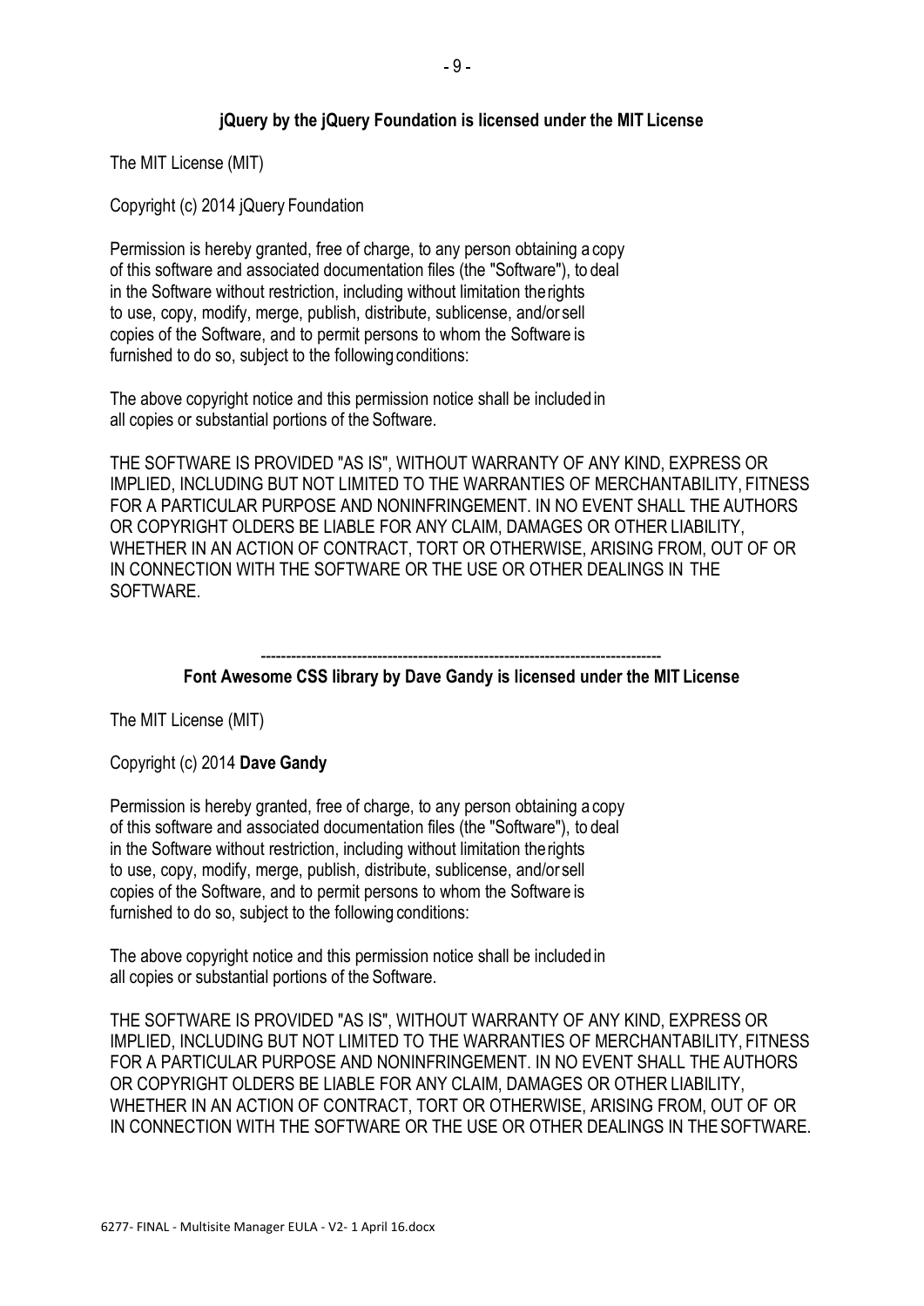**jQuery by the jQuery Foundation is licensed under the MIT License**

The MIT License (MIT)

Copyright (c) 2014 jQuery Foundation

Permission is hereby granted, free of charge, to any person obtaining a copy
of this software and associated documentation files (the "Software"), to deal
in the Software without restriction, including without limitation the rights
to use, copy, modify, merge, publish, distribute, sublicense, and/or sell
copies of the Software, and to permit persons to whom the Software is
furnished to do so, subject to the following conditions:

The above copyright notice and this permission notice shall be included in
all copies or substantial portions of the Software.

THE SOFTWARE IS PROVIDED "AS IS", WITHOUT WARRANTY OF ANY KIND, EXPRESS OR IMPLIED, INCLUDING BUT NOT LIMITED TO THE WARRANTIES OF MERCHANTABILITY, FITNESS FOR A PARTICULAR PURPOSE AND NONINFRINGEMENT. IN NO EVENT SHALL THE AUTHORS OR COPYRIGHT OLDERS BE LIABLE FOR ANY CLAIM, DAMAGES OR OTHER LIABILITY, WHETHER IN AN ACTION OF CONTRACT, TORT OR OTHERWISE, ARISING FROM, OUT OF OR IN CONNECTION WITH THE SOFTWARE OR THE USE OR OTHER DEALINGS IN THE SOFTWARE.

--------------------------------------------------------------------------------

**Font Awesome CSS library by Dave Gandy is licensed under the MIT License**

The MIT License (MIT)

Copyright (c) 2014 **Dave Gandy**

Permission is hereby granted, free of charge, to any person obtaining a copy
of this software and associated documentation files (the "Software"), to deal
in the Software without restriction, including without limitation the rights
to use, copy, modify, merge, publish, distribute, sublicense, and/or sell
copies of the Software, and to permit persons to whom the Software is
furnished to do so, subject to the following conditions:

The above copyright notice and this permission notice shall be included in
all copies or substantial portions of the Software.

THE SOFTWARE IS PROVIDED "AS IS", WITHOUT WARRANTY OF ANY KIND, EXPRESS OR IMPLIED, INCLUDING BUT NOT LIMITED TO THE WARRANTIES OF MERCHANTABILITY, FITNESS FOR A PARTICULAR PURPOSE AND NONINFRINGEMENT. IN NO EVENT SHALL THE AUTHORS OR COPYRIGHT OLDERS BE LIABLE FOR ANY CLAIM, DAMAGES OR OTHER LIABILITY, WHETHER IN AN ACTION OF CONTRACT, TORT OR OTHERWISE, ARISING FROM, OUT OF OR IN CONNECTION WITH THE SOFTWARE OR THE USE OR OTHER DEALINGS IN THE SOFTWARE.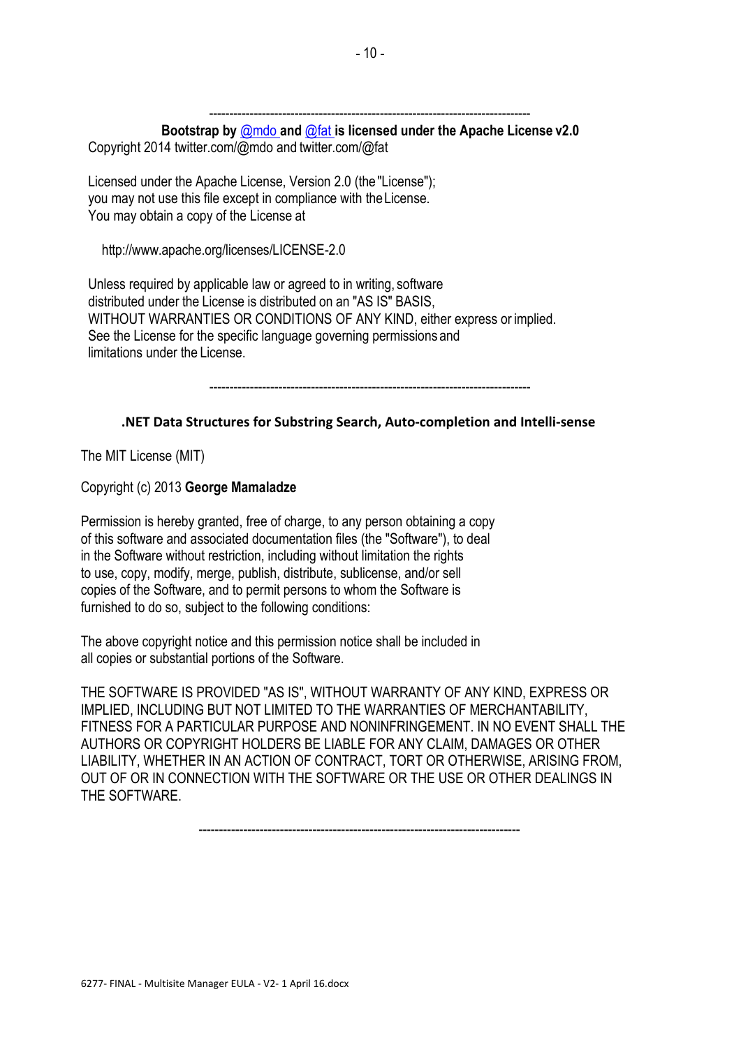-------------------------------------------------------------------------------

**Bootstrap by @mdo and @fat is licensed under the Apache License v2.0**

Copyright 2014 twitter.com/@mdo and twitter.com/@fat

Licensed under the Apache License, Version 2.0 (the "License");
you may not use this file except in compliance with the License.
You may obtain a copy of the License at

http://www.apache.org/licenses/LICENSE-2.0

Unless required by applicable law or agreed to in writing, software
distributed under the License is distributed on an "AS IS" BASIS,
WITHOUT WARRANTIES OR CONDITIONS OF ANY KIND, either express or implied.
See the License for the specific language governing permissions and
limitations under the License.

-------------------------------------------------------------------------------

**.NET Data Structures for Substring Search, Auto-completion and Intelli-sense**

The MIT License (MIT)

Copyright (c) 2013 **George Mamaladze**

Permission is hereby granted, free of charge, to any person obtaining a copy
of this software and associated documentation files (the "Software"), to deal
in the Software without restriction, including without limitation the rights
to use, copy, modify, merge, publish, distribute, sublicense, and/or sell
copies of the Software, and to permit persons to whom the Software is
furnished to do so, subject to the following conditions:

The above copyright notice and this permission notice shall be included in
all copies or substantial portions of the Software.

THE SOFTWARE IS PROVIDED "AS IS", WITHOUT WARRANTY OF ANY KIND, EXPRESS OR IMPLIED, INCLUDING BUT NOT LIMITED TO THE WARRANTIES OF MERCHANTABILITY, FITNESS FOR A PARTICULAR PURPOSE AND NONINFRINGEMENT. IN NO EVENT SHALL THE AUTHORS OR COPYRIGHT HOLDERS BE LIABLE FOR ANY CLAIM, DAMAGES OR OTHER LIABILITY, WHETHER IN AN ACTION OF CONTRACT, TORT OR OTHERWISE, ARISING FROM, OUT OF OR IN CONNECTION WITH THE SOFTWARE OR THE USE OR OTHER DEALINGS IN THE SOFTWARE.

-------------------------------------------------------------------------------